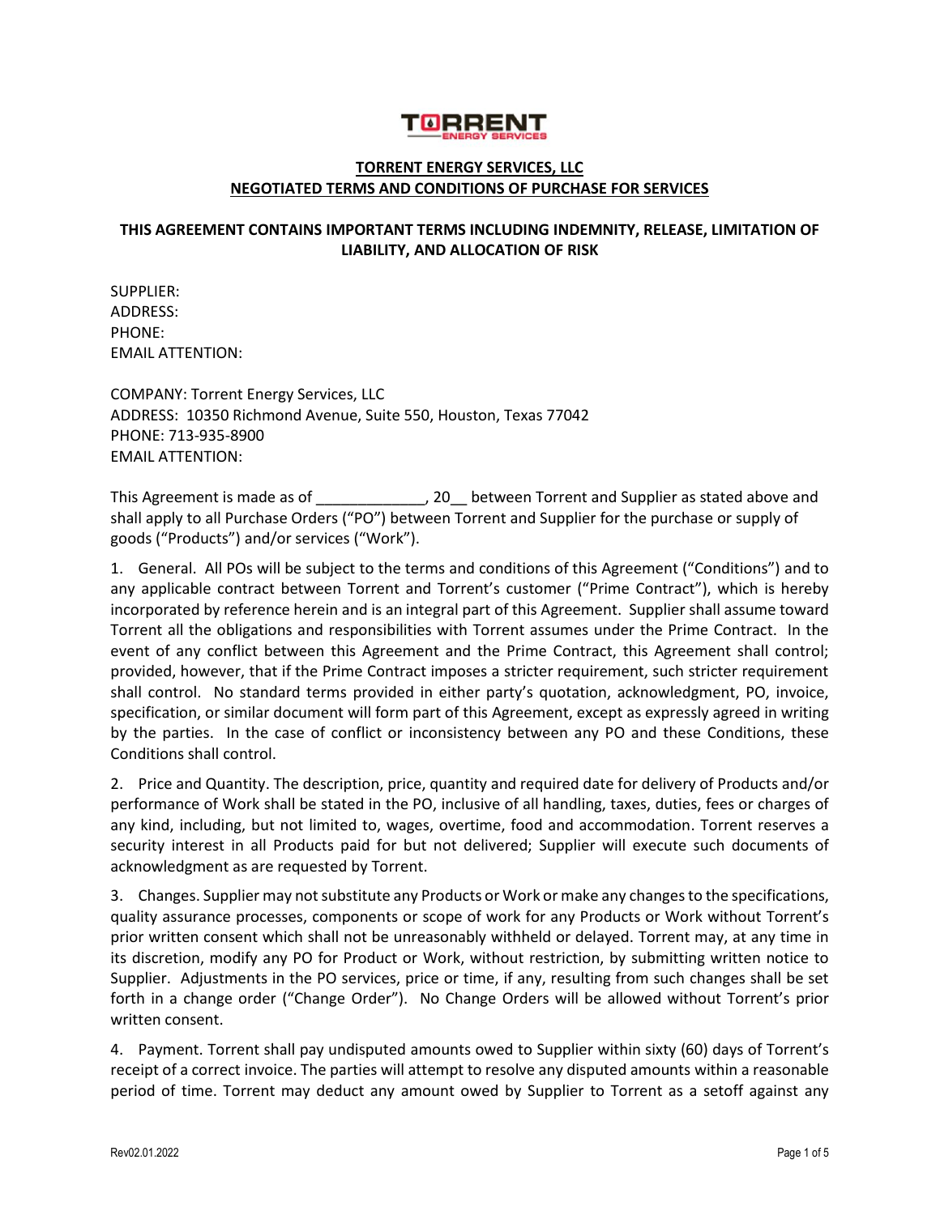# TORRENT ENERGY SERVICES, LLC
## NEGOTIATED TERMS AND CONDITIONS OF PURCHASE FOR SERVICES

**THIS AGREEMENT CONTAINS IMPORTANT TERMS INCLUDING INDEMNITY, RELEASE, LIMITATION OF LIABILITY, AND ALLOCATION OF RISK**

SUPPLIER:
ADDRESS:
PHONE:
EMAIL ATTENTION:

COMPANY: Torrent Energy Services, LLC
ADDRESS: 10350 Richmond Avenue, Suite 550, Houston, Texas 77042
PHONE: 713-935-8900
EMAIL ATTENTION:

This Agreement is made as of _____________, 20__ between Torrent and Supplier as stated above and shall apply to all Purchase Orders ("PO") between Torrent and Supplier for the purchase or supply of goods ("Products") and/or services ("Work").

1. General. All POs will be subject to the terms and conditions of this Agreement ("Conditions") and to any applicable contract between Torrent and Torrent's customer ("Prime Contract"), which is hereby incorporated by reference herein and is an integral part of this Agreement. Supplier shall assume toward Torrent all the obligations and responsibilities with Torrent assumes under the Prime Contract. In the event of any conflict between this Agreement and the Prime Contract, this Agreement shall control; provided, however, that if the Prime Contract imposes a stricter requirement, such stricter requirement shall control. No standard terms provided in either party's quotation, acknowledgment, PO, invoice, specification, or similar document will form part of this Agreement, except as expressly agreed in writing by the parties. In the case of conflict or inconsistency between any PO and these Conditions, these Conditions shall control.

2. Price and Quantity. The description, price, quantity and required date for delivery of Products and/or performance of Work shall be stated in the PO, inclusive of all handling, taxes, duties, fees or charges of any kind, including, but not limited to, wages, overtime, food and accommodation. Torrent reserves a security interest in all Products paid for but not delivered; Supplier will execute such documents of acknowledgment as are requested by Torrent.

3. Changes. Supplier may not substitute any Products or Work or make any changes to the specifications, quality assurance processes, components or scope of work for any Products or Work without Torrent's prior written consent which shall not be unreasonably withheld or delayed. Torrent may, at any time in its discretion, modify any PO for Product or Work, without restriction, by submitting written notice to Supplier. Adjustments in the PO services, price or time, if any, resulting from such changes shall be set forth in a change order ("Change Order"). No Change Orders will be allowed without Torrent's prior written consent.

4. Payment. Torrent shall pay undisputed amounts owed to Supplier within sixty (60) days of Torrent's receipt of a correct invoice. The parties will attempt to resolve any disputed amounts within a reasonable period of time. Torrent may deduct any amount owed by Supplier to Torrent as a setoff against any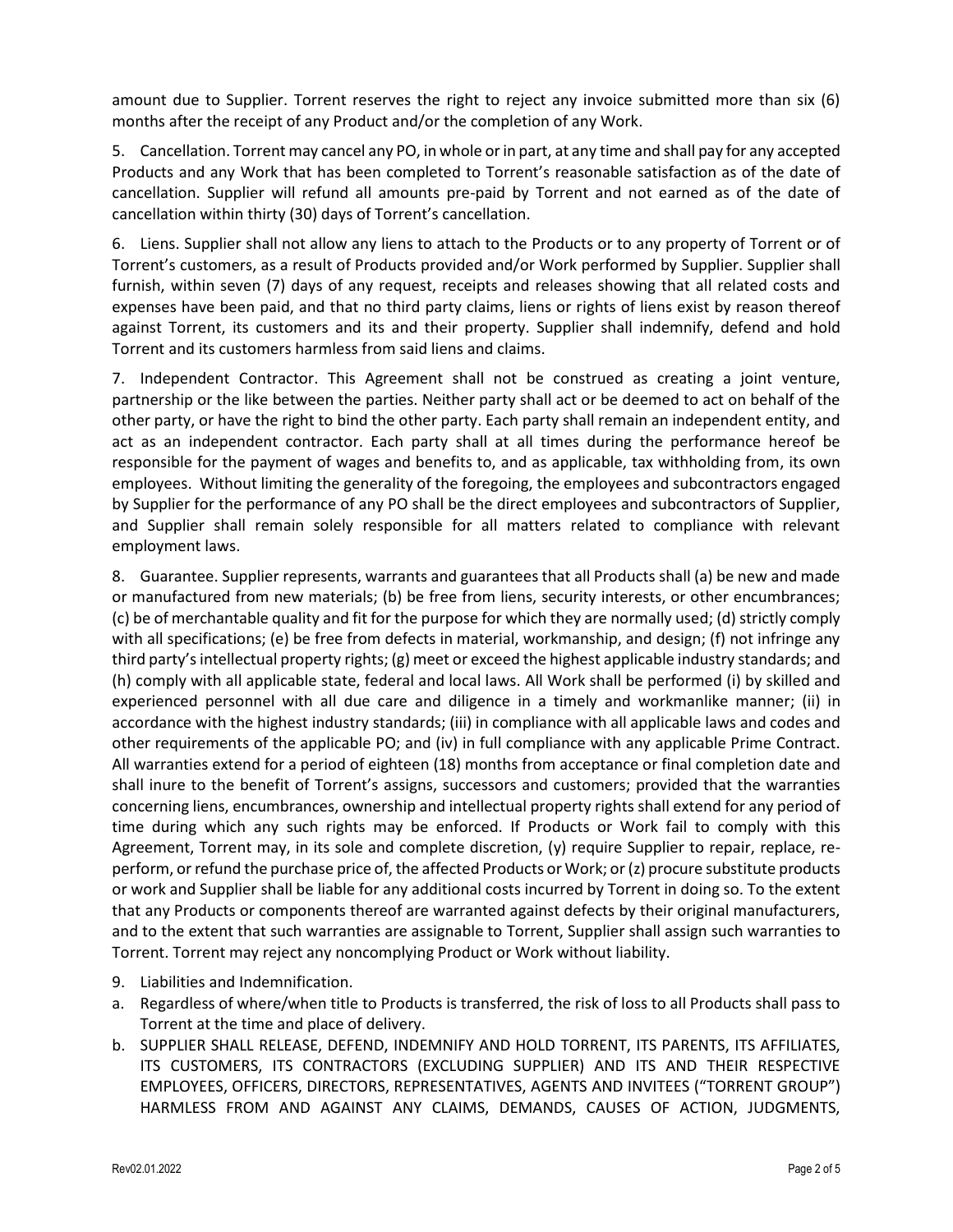amount due to Supplier. Torrent reserves the right to reject any invoice submitted more than six (6) months after the receipt of any Product and/or the completion of any Work.

5. Cancellation. Torrent may cancel any PO, in whole or in part, at any time and shall pay for any accepted Products and any Work that has been completed to Torrent's reasonable satisfaction as of the date of cancellation. Supplier will refund all amounts pre-paid by Torrent and not earned as of the date of cancellation within thirty (30) days of Torrent's cancellation.

6. Liens. Supplier shall not allow any liens to attach to the Products or to any property of Torrent or of Torrent's customers, as a result of Products provided and/or Work performed by Supplier. Supplier shall furnish, within seven (7) days of any request, receipts and releases showing that all related costs and expenses have been paid, and that no third party claims, liens or rights of liens exist by reason thereof against Torrent, its customers and its and their property. Supplier shall indemnify, defend and hold Torrent and its customers harmless from said liens and claims.

7. Independent Contractor. This Agreement shall not be construed as creating a joint venture, partnership or the like between the parties. Neither party shall act or be deemed to act on behalf of the other party, or have the right to bind the other party. Each party shall remain an independent entity, and act as an independent contractor. Each party shall at all times during the performance hereof be responsible for the payment of wages and benefits to, and as applicable, tax withholding from, its own employees. Without limiting the generality of the foregoing, the employees and subcontractors engaged by Supplier for the performance of any PO shall be the direct employees and subcontractors of Supplier, and Supplier shall remain solely responsible for all matters related to compliance with relevant employment laws.

8. Guarantee. Supplier represents, warrants and guarantees that all Products shall (a) be new and made or manufactured from new materials; (b) be free from liens, security interests, or other encumbrances; (c) be of merchantable quality and fit for the purpose for which they are normally used; (d) strictly comply with all specifications; (e) be free from defects in material, workmanship, and design; (f) not infringe any third party's intellectual property rights; (g) meet or exceed the highest applicable industry standards; and (h) comply with all applicable state, federal and local laws. All Work shall be performed (i) by skilled and experienced personnel with all due care and diligence in a timely and workmanlike manner; (ii) in accordance with the highest industry standards; (iii) in compliance with all applicable laws and codes and other requirements of the applicable PO; and (iv) in full compliance with any applicable Prime Contract. All warranties extend for a period of eighteen (18) months from acceptance or final completion date and shall inure to the benefit of Torrent's assigns, successors and customers; provided that the warranties concerning liens, encumbrances, ownership and intellectual property rights shall extend for any period of time during which any such rights may be enforced. If Products or Work fail to comply with this Agreement, Torrent may, in its sole and complete discretion, (y) require Supplier to repair, replace, re-perform, or refund the purchase price of, the affected Products or Work; or (z) procure substitute products or work and Supplier shall be liable for any additional costs incurred by Torrent in doing so. To the extent that any Products or components thereof are warranted against defects by their original manufacturers, and to the extent that such warranties are assignable to Torrent, Supplier shall assign such warranties to Torrent. Torrent may reject any noncomplying Product or Work without liability.

9. Liabilities and Indemnification.

a. Regardless of where/when title to Products is transferred, the risk of loss to all Products shall pass to Torrent at the time and place of delivery.

b. SUPPLIER SHALL RELEASE, DEFEND, INDEMNIFY AND HOLD TORRENT, ITS PARENTS, ITS AFFILIATES, ITS CUSTOMERS, ITS CONTRACTORS (EXCLUDING SUPPLIER) AND ITS AND THEIR RESPECTIVE EMPLOYEES, OFFICERS, DIRECTORS, REPRESENTATIVES, AGENTS AND INVITEES ("TORRENT GROUP") HARMLESS FROM AND AGAINST ANY CLAIMS, DEMANDS, CAUSES OF ACTION, JUDGMENTS,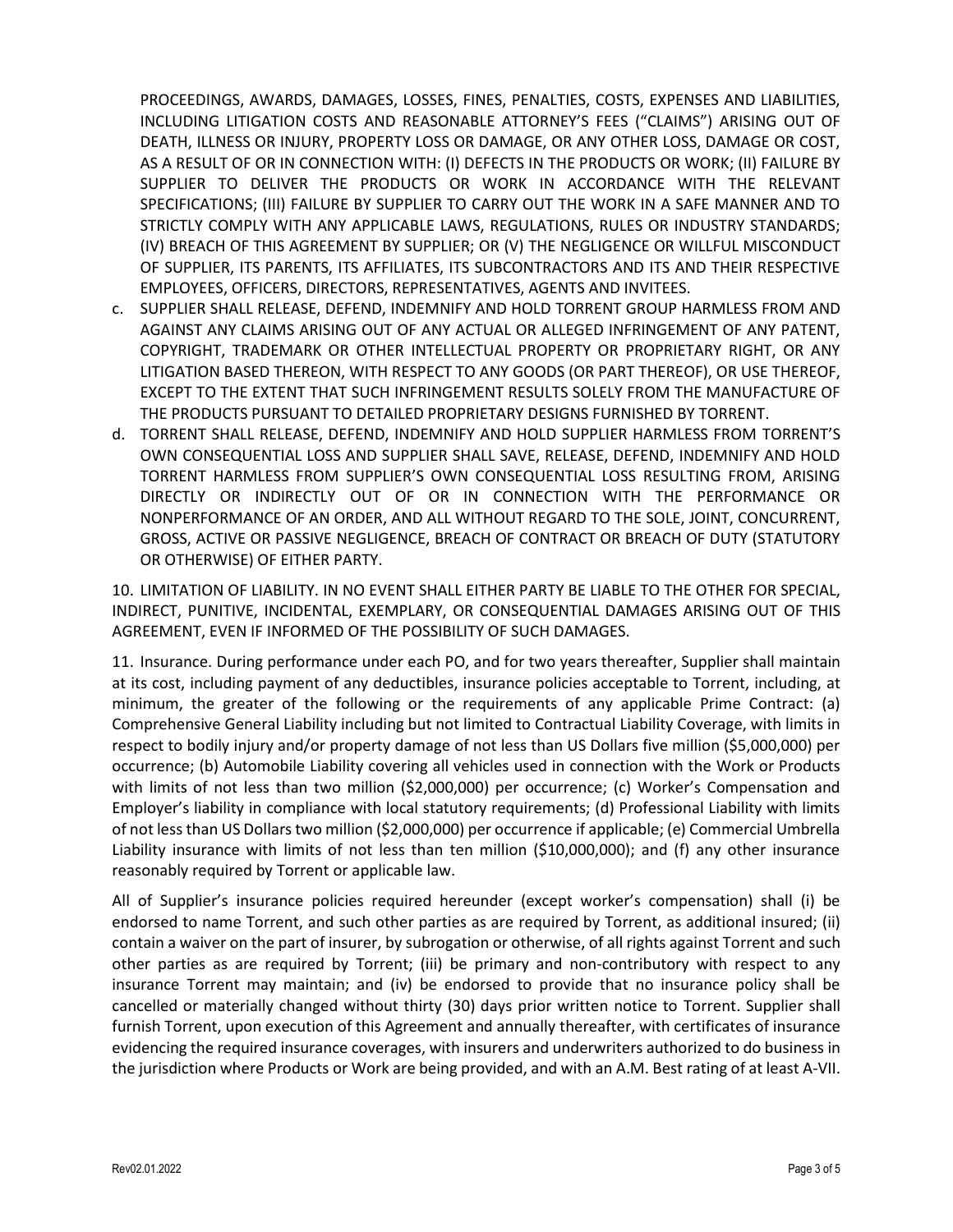PROCEEDINGS, AWARDS, DAMAGES, LOSSES, FINES, PENALTIES, COSTS, EXPENSES AND LIABILITIES, INCLUDING LITIGATION COSTS AND REASONABLE ATTORNEY'S FEES ("CLAIMS") ARISING OUT OF DEATH, ILLNESS OR INJURY, PROPERTY LOSS OR DAMAGE, OR ANY OTHER LOSS, DAMAGE OR COST, AS A RESULT OF OR IN CONNECTION WITH: (I) DEFECTS IN THE PRODUCTS OR WORK; (II) FAILURE BY SUPPLIER TO DELIVER THE PRODUCTS OR WORK IN ACCORDANCE WITH THE RELEVANT SPECIFICATIONS; (III) FAILURE BY SUPPLIER TO CARRY OUT THE WORK IN A SAFE MANNER AND TO STRICTLY COMPLY WITH ANY APPLICABLE LAWS, REGULATIONS, RULES OR INDUSTRY STANDARDS; (IV) BREACH OF THIS AGREEMENT BY SUPPLIER; OR (V) THE NEGLIGENCE OR WILLFUL MISCONDUCT OF SUPPLIER, ITS PARENTS, ITS AFFILIATES, ITS SUBCONTRACTORS AND ITS AND THEIR RESPECTIVE EMPLOYEES, OFFICERS, DIRECTORS, REPRESENTATIVES, AGENTS AND INVITEES.

c. SUPPLIER SHALL RELEASE, DEFEND, INDEMNIFY AND HOLD TORRENT GROUP HARMLESS FROM AND AGAINST ANY CLAIMS ARISING OUT OF ANY ACTUAL OR ALLEGED INFRINGEMENT OF ANY PATENT, COPYRIGHT, TRADEMARK OR OTHER INTELLECTUAL PROPERTY OR PROPRIETARY RIGHT, OR ANY LITIGATION BASED THEREON, WITH RESPECT TO ANY GOODS (OR PART THEREOF), OR USE THEREOF, EXCEPT TO THE EXTENT THAT SUCH INFRINGEMENT RESULTS SOLELY FROM THE MANUFACTURE OF THE PRODUCTS PURSUANT TO DETAILED PROPRIETARY DESIGNS FURNISHED BY TORRENT.

d. TORRENT SHALL RELEASE, DEFEND, INDEMNIFY AND HOLD SUPPLIER HARMLESS FROM TORRENT'S OWN CONSEQUENTIAL LOSS AND SUPPLIER SHALL SAVE, RELEASE, DEFEND, INDEMNIFY AND HOLD TORRENT HARMLESS FROM SUPPLIER'S OWN CONSEQUENTIAL LOSS RESULTING FROM, ARISING DIRECTLY OR INDIRECTLY OUT OF OR IN CONNECTION WITH THE PERFORMANCE OR NONPERFORMANCE OF AN ORDER, AND ALL WITHOUT REGARD TO THE SOLE, JOINT, CONCURRENT, GROSS, ACTIVE OR PASSIVE NEGLIGENCE, BREACH OF CONTRACT OR BREACH OF DUTY (STATUTORY OR OTHERWISE) OF EITHER PARTY.

10. LIMITATION OF LIABILITY. IN NO EVENT SHALL EITHER PARTY BE LIABLE TO THE OTHER FOR SPECIAL, INDIRECT, PUNITIVE, INCIDENTAL, EXEMPLARY, OR CONSEQUENTIAL DAMAGES ARISING OUT OF THIS AGREEMENT, EVEN IF INFORMED OF THE POSSIBILITY OF SUCH DAMAGES.

11. Insurance. During performance under each PO, and for two years thereafter, Supplier shall maintain at its cost, including payment of any deductibles, insurance policies acceptable to Torrent, including, at minimum, the greater of the following or the requirements of any applicable Prime Contract: (a) Comprehensive General Liability including but not limited to Contractual Liability Coverage, with limits in respect to bodily injury and/or property damage of not less than US Dollars five million ($5,000,000) per occurrence; (b) Automobile Liability covering all vehicles used in connection with the Work or Products with limits of not less than two million ($2,000,000) per occurrence; (c) Worker's Compensation and Employer's liability in compliance with local statutory requirements; (d) Professional Liability with limits of not less than US Dollars two million ($2,000,000) per occurrence if applicable; (e) Commercial Umbrella Liability insurance with limits of not less than ten million ($10,000,000); and (f) any other insurance reasonably required by Torrent or applicable law.

All of Supplier's insurance policies required hereunder (except worker's compensation) shall (i) be endorsed to name Torrent, and such other parties as are required by Torrent, as additional insured; (ii) contain a waiver on the part of insurer, by subrogation or otherwise, of all rights against Torrent and such other parties as are required by Torrent; (iii) be primary and non-contributory with respect to any insurance Torrent may maintain; and (iv) be endorsed to provide that no insurance policy shall be cancelled or materially changed without thirty (30) days prior written notice to Torrent. Supplier shall furnish Torrent, upon execution of this Agreement and annually thereafter, with certificates of insurance evidencing the required insurance coverages, with insurers and underwriters authorized to do business in the jurisdiction where Products or Work are being provided, and with an A.M. Best rating of at least A-VII.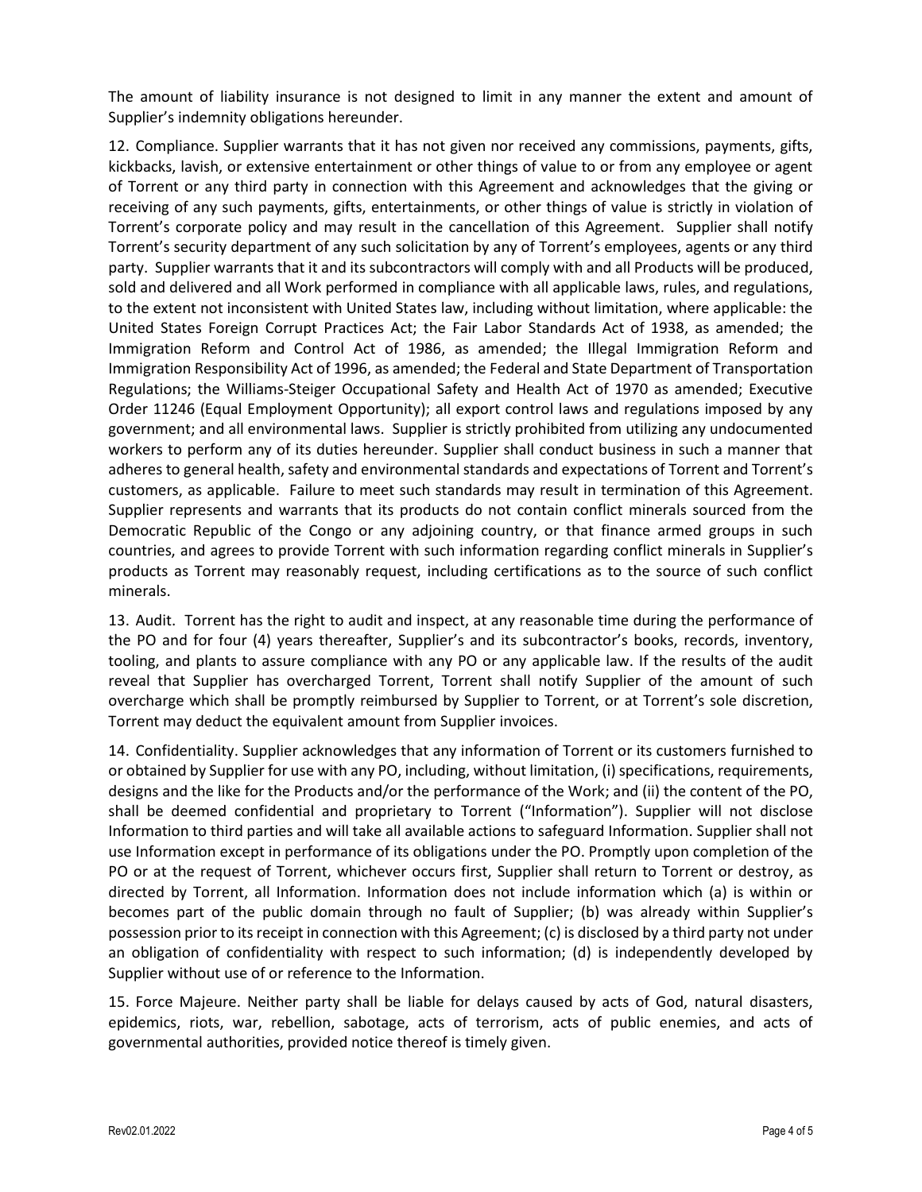The amount of liability insurance is not designed to limit in any manner the extent and amount of Supplier's indemnity obligations hereunder.

12. Compliance. Supplier warrants that it has not given nor received any commissions, payments, gifts, kickbacks, lavish, or extensive entertainment or other things of value to or from any employee or agent of Torrent or any third party in connection with this Agreement and acknowledges that the giving or receiving of any such payments, gifts, entertainments, or other things of value is strictly in violation of Torrent's corporate policy and may result in the cancellation of this Agreement. Supplier shall notify Torrent's security department of any such solicitation by any of Torrent's employees, agents or any third party. Supplier warrants that it and its subcontractors will comply with and all Products will be produced, sold and delivered and all Work performed in compliance with all applicable laws, rules, and regulations, to the extent not inconsistent with United States law, including without limitation, where applicable: the United States Foreign Corrupt Practices Act; the Fair Labor Standards Act of 1938, as amended; the Immigration Reform and Control Act of 1986, as amended; the Illegal Immigration Reform and Immigration Responsibility Act of 1996, as amended; the Federal and State Department of Transportation Regulations; the Williams-Steiger Occupational Safety and Health Act of 1970 as amended; Executive Order 11246 (Equal Employment Opportunity); all export control laws and regulations imposed by any government; and all environmental laws. Supplier is strictly prohibited from utilizing any undocumented workers to perform any of its duties hereunder. Supplier shall conduct business in such a manner that adheres to general health, safety and environmental standards and expectations of Torrent and Torrent's customers, as applicable. Failure to meet such standards may result in termination of this Agreement. Supplier represents and warrants that its products do not contain conflict minerals sourced from the Democratic Republic of the Congo or any adjoining country, or that finance armed groups in such countries, and agrees to provide Torrent with such information regarding conflict minerals in Supplier's products as Torrent may reasonably request, including certifications as to the source of such conflict minerals.

13. Audit. Torrent has the right to audit and inspect, at any reasonable time during the performance of the PO and for four (4) years thereafter, Supplier's and its subcontractor's books, records, inventory, tooling, and plants to assure compliance with any PO or any applicable law. If the results of the audit reveal that Supplier has overcharged Torrent, Torrent shall notify Supplier of the amount of such overcharge which shall be promptly reimbursed by Supplier to Torrent, or at Torrent's sole discretion, Torrent may deduct the equivalent amount from Supplier invoices.

14. Confidentiality. Supplier acknowledges that any information of Torrent or its customers furnished to or obtained by Supplier for use with any PO, including, without limitation, (i) specifications, requirements, designs and the like for the Products and/or the performance of the Work; and (ii) the content of the PO, shall be deemed confidential and proprietary to Torrent ("Information"). Supplier will not disclose Information to third parties and will take all available actions to safeguard Information. Supplier shall not use Information except in performance of its obligations under the PO. Promptly upon completion of the PO or at the request of Torrent, whichever occurs first, Supplier shall return to Torrent or destroy, as directed by Torrent, all Information. Information does not include information which (a) is within or becomes part of the public domain through no fault of Supplier; (b) was already within Supplier's possession prior to its receipt in connection with this Agreement; (c) is disclosed by a third party not under an obligation of confidentiality with respect to such information; (d) is independently developed by Supplier without use of or reference to the Information.

15. Force Majeure. Neither party shall be liable for delays caused by acts of God, natural disasters, epidemics, riots, war, rebellion, sabotage, acts of terrorism, acts of public enemies, and acts of governmental authorities, provided notice thereof is timely given.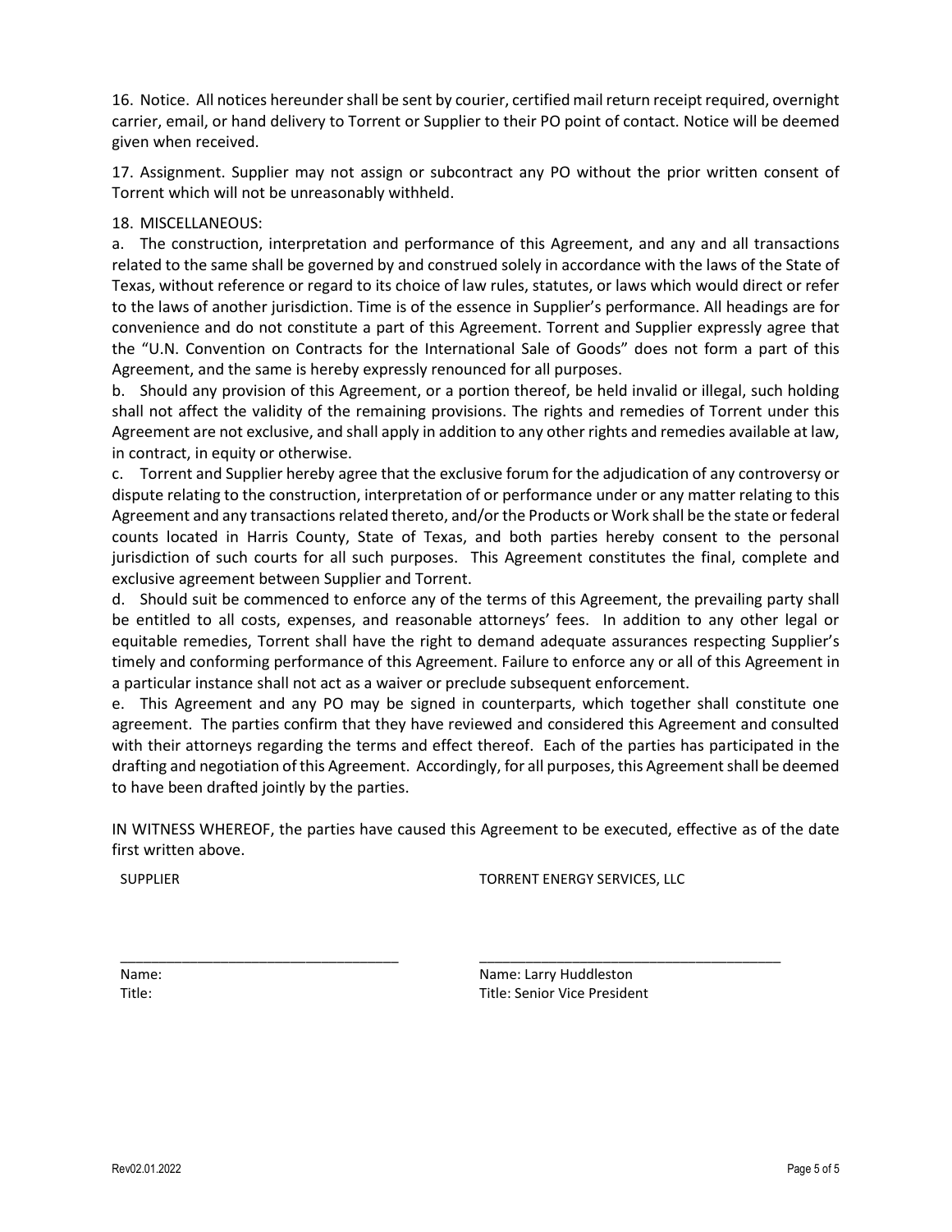16. Notice. All notices hereunder shall be sent by courier, certified mail return receipt required, overnight carrier, email, or hand delivery to Torrent or Supplier to their PO point of contact. Notice will be deemed given when received.

17. Assignment. Supplier may not assign or subcontract any PO without the prior written consent of Torrent which will not be unreasonably withheld.

18. MISCELLANEOUS:

a. The construction, interpretation and performance of this Agreement, and any and all transactions related to the same shall be governed by and construed solely in accordance with the laws of the State of Texas, without reference or regard to its choice of law rules, statutes, or laws which would direct or refer to the laws of another jurisdiction. Time is of the essence in Supplier's performance. All headings are for convenience and do not constitute a part of this Agreement. Torrent and Supplier expressly agree that the "U.N. Convention on Contracts for the International Sale of Goods" does not form a part of this Agreement, and the same is hereby expressly renounced for all purposes.

b. Should any provision of this Agreement, or a portion thereof, be held invalid or illegal, such holding shall not affect the validity of the remaining provisions. The rights and remedies of Torrent under this Agreement are not exclusive, and shall apply in addition to any other rights and remedies available at law, in contract, in equity or otherwise.

c. Torrent and Supplier hereby agree that the exclusive forum for the adjudication of any controversy or dispute relating to the construction, interpretation of or performance under or any matter relating to this Agreement and any transactions related thereto, and/or the Products or Work shall be the state or federal counts located in Harris County, State of Texas, and both parties hereby consent to the personal jurisdiction of such courts for all such purposes. This Agreement constitutes the final, complete and exclusive agreement between Supplier and Torrent.

d. Should suit be commenced to enforce any of the terms of this Agreement, the prevailing party shall be entitled to all costs, expenses, and reasonable attorneys' fees. In addition to any other legal or equitable remedies, Torrent shall have the right to demand adequate assurances respecting Supplier's timely and conforming performance of this Agreement. Failure to enforce any or all of this Agreement in a particular instance shall not act as a waiver or preclude subsequent enforcement.

e. This Agreement and any PO may be signed in counterparts, which together shall constitute one agreement. The parties confirm that they have reviewed and considered this Agreement and consulted with their attorneys regarding the terms and effect thereof. Each of the parties has participated in the drafting and negotiation of this Agreement. Accordingly, for all purposes, this Agreement shall be deemed to have been drafted jointly by the parties.

IN WITNESS WHEREOF, the parties have caused this Agreement to be executed, effective as of the date first written above.

| SUPPLIER | TORRENT ENERGY SERVICES, LLC |
| --- | --- |
| ____________________________________ | ________________________________________ |
| Name: | Name: Larry Huddleston |
| Title: | Title: Senior Vice President |

Rev02.01.2022